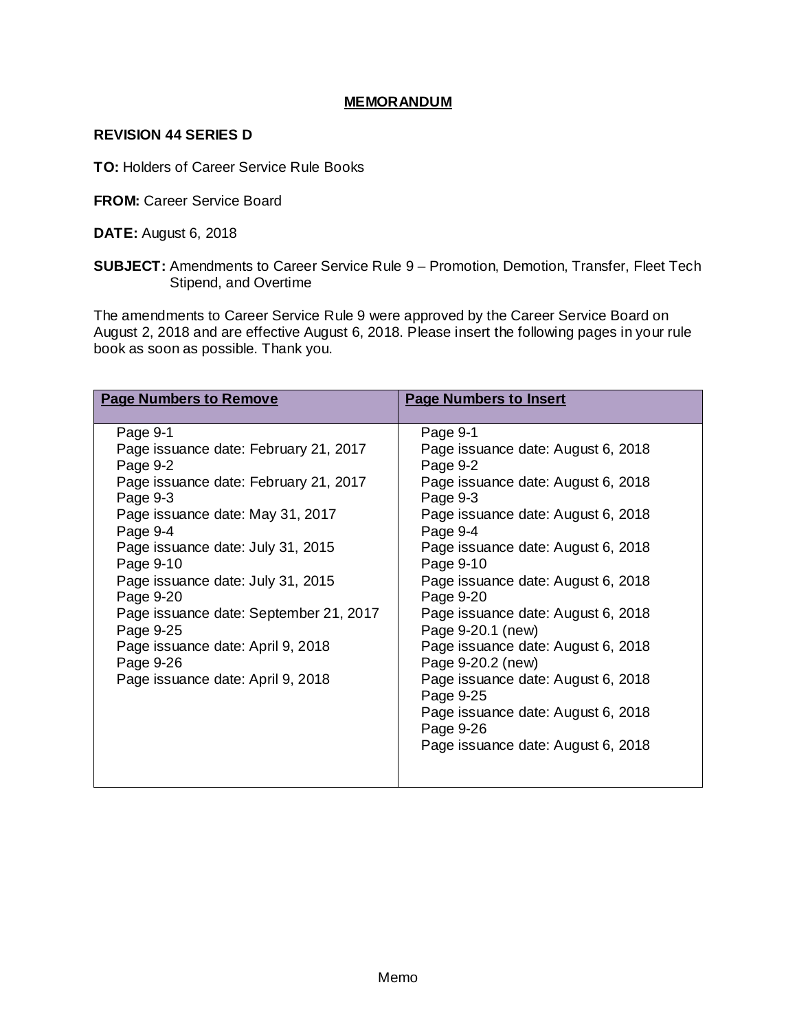# MEMORANDUM

**REVISION 44 SERIES D**

**TO:** Holders of Career Service Rule Books

**FROM:** Career Service Board

**DATE:** August 6, 2018

**SUBJECT:** Amendments to Career Service Rule 9 – Promotion, Demotion, Transfer, Fleet Tech Stipend, and Overtime

The amendments to Career Service Rule 9 were approved by the Career Service Board on August 2, 2018 and are effective August 6, 2018. Please insert the following pages in your rule book as soon as possible. Thank you.

| Page Numbers to Remove | Page Numbers to Insert |
|---|---|
| Page 9-1<br>Page issuance date: February 21, 2017<br>Page 9-2<br>Page issuance date: February 21, 2017<br>Page 9-3<br>Page issuance date: May 31, 2017<br>Page 9-4<br>Page issuance date: July 31, 2015<br>Page 9-10<br>Page issuance date: July 31, 2015<br>Page 9-20<br>Page issuance date: September 21, 2017<br>Page 9-25<br>Page issuance date: April 9, 2018<br>Page 9-26<br>Page issuance date: April 9, 2018 | Page 9-1<br>Page issuance date: August 6, 2018<br>Page 9-2<br>Page issuance date: August 6, 2018<br>Page 9-3<br>Page issuance date: August 6, 2018<br>Page 9-4<br>Page issuance date: August 6, 2018<br>Page 9-10<br>Page issuance date: August 6, 2018<br>Page 9-20<br>Page issuance date: August 6, 2018<br>Page 9-20.1 (new)<br>Page issuance date: August 6, 2018<br>Page 9-20.2 (new)<br>Page issuance date: August 6, 2018<br>Page 9-25<br>Page issuance date: August 6, 2018<br>Page 9-26<br>Page issuance date: August 6, 2018 |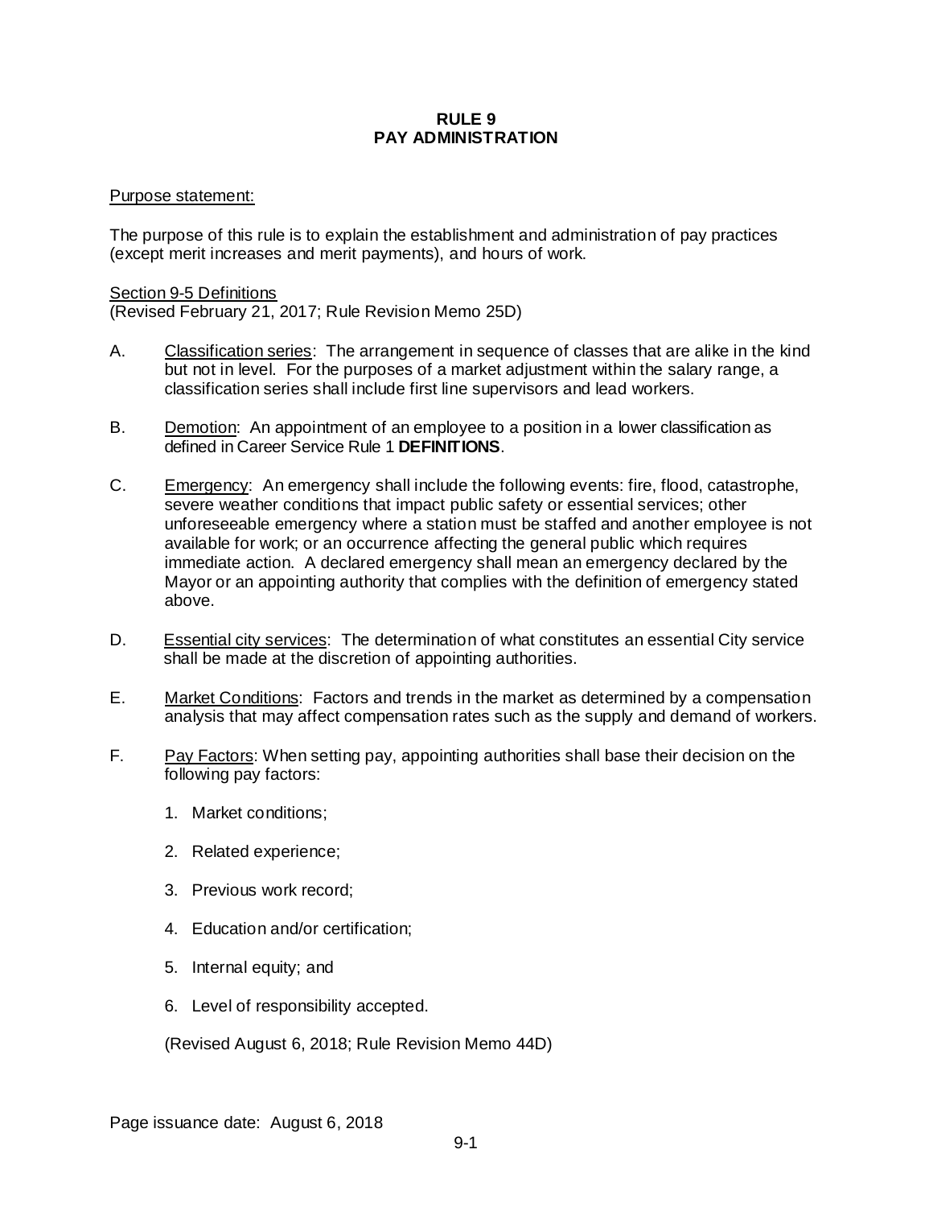# RULE 9
# PAY ADMINISTRATION

Purpose statement:

The purpose of this rule is to explain the establishment and administration of pay practices (except merit increases and merit payments), and hours of work.

Section 9-5 Definitions
(Revised February 21, 2017; Rule Revision Memo 25D)

A. Classification series: The arrangement in sequence of classes that are alike in the kind but not in level. For the purposes of a market adjustment within the salary range, a classification series shall include first line supervisors and lead workers.

B. Demotion: An appointment of an employee to a position in a lower classification as defined in Career Service Rule 1 **DEFINITIONS**.

C. Emergency: An emergency shall include the following events: fire, flood, catastrophe, severe weather conditions that impact public safety or essential services; other unforeseeable emergency where a station must be staffed and another employee is not available for work; or an occurrence affecting the general public which requires immediate action. A declared emergency shall mean an emergency declared by the Mayor or an appointing authority that complies with the definition of emergency stated above.

D. Essential city services: The determination of what constitutes an essential City service shall be made at the discretion of appointing authorities.

E. Market Conditions: Factors and trends in the market as determined by a compensation analysis that may affect compensation rates such as the supply and demand of workers.

F. Pay Factors: When setting pay, appointing authorities shall base their decision on the following pay factors:

   1. Market conditions;

   2. Related experience;

   3. Previous work record;

   4. Education and/or certification;

   5. Internal equity; and

   6. Level of responsibility accepted.

   (Revised August 6, 2018; Rule Revision Memo 44D)

Page issuance date: August 6, 2018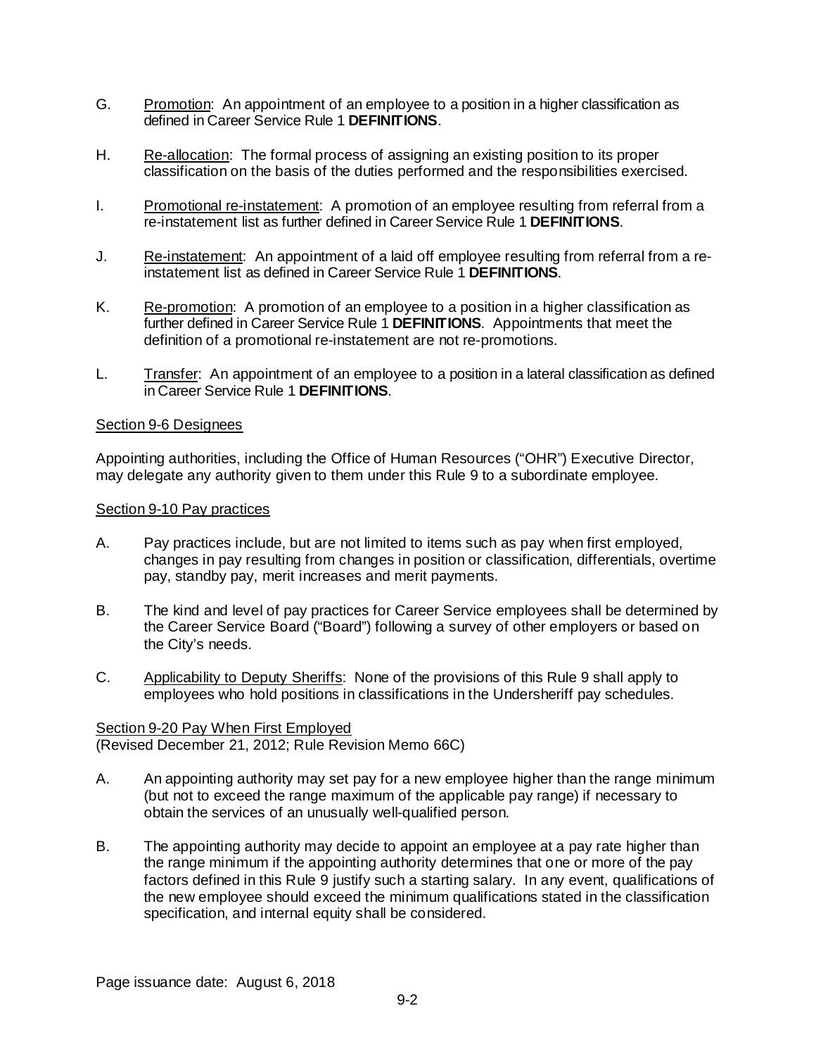G. Promotion: An appointment of an employee to a position in a higher classification as defined in Career Service Rule 1 **DEFINITIONS**.

H. Re-allocation: The formal process of assigning an existing position to its proper classification on the basis of the duties performed and the responsibilities exercised.

I. Promotional re-instatement: A promotion of an employee resulting from referral from a re-instatement list as further defined in Career Service Rule 1 **DEFINITIONS**.

J. Re-instatement: An appointment of a laid off employee resulting from referral from a re-instatement list as defined in Career Service Rule 1 **DEFINITIONS**.

K. Re-promotion: A promotion of an employee to a position in a higher classification as further defined in Career Service Rule 1 **DEFINITIONS**. Appointments that meet the definition of a promotional re-instatement are not re-promotions.

L. Transfer: An appointment of an employee to a position in a lateral classification as defined in Career Service Rule 1 **DEFINITIONS**.

## Section 9-6 Designees

Appointing authorities, including the Office of Human Resources ("OHR") Executive Director, may delegate any authority given to them under this Rule 9 to a subordinate employee.

## Section 9-10 Pay practices

A. Pay practices include, but are not limited to items such as pay when first employed, changes in pay resulting from changes in position or classification, differentials, overtime pay, standby pay, merit increases and merit payments.

B. The kind and level of pay practices for Career Service employees shall be determined by the Career Service Board ("Board") following a survey of other employers or based on the City's needs.

C. Applicability to Deputy Sheriffs: None of the provisions of this Rule 9 shall apply to employees who hold positions in classifications in the Undersheriff pay schedules.

## Section 9-20 Pay When First Employed

(Revised December 21, 2012; Rule Revision Memo 66C)

A. An appointing authority may set pay for a new employee higher than the range minimum (but not to exceed the range maximum of the applicable pay range) if necessary to obtain the services of an unusually well-qualified person.

B. The appointing authority may decide to appoint an employee at a pay rate higher than the range minimum if the appointing authority determines that one or more of the pay factors defined in this Rule 9 justify such a starting salary. In any event, qualifications of the new employee should exceed the minimum qualifications stated in the classification specification, and internal equity shall be considered.

Page issuance date: August 6, 2018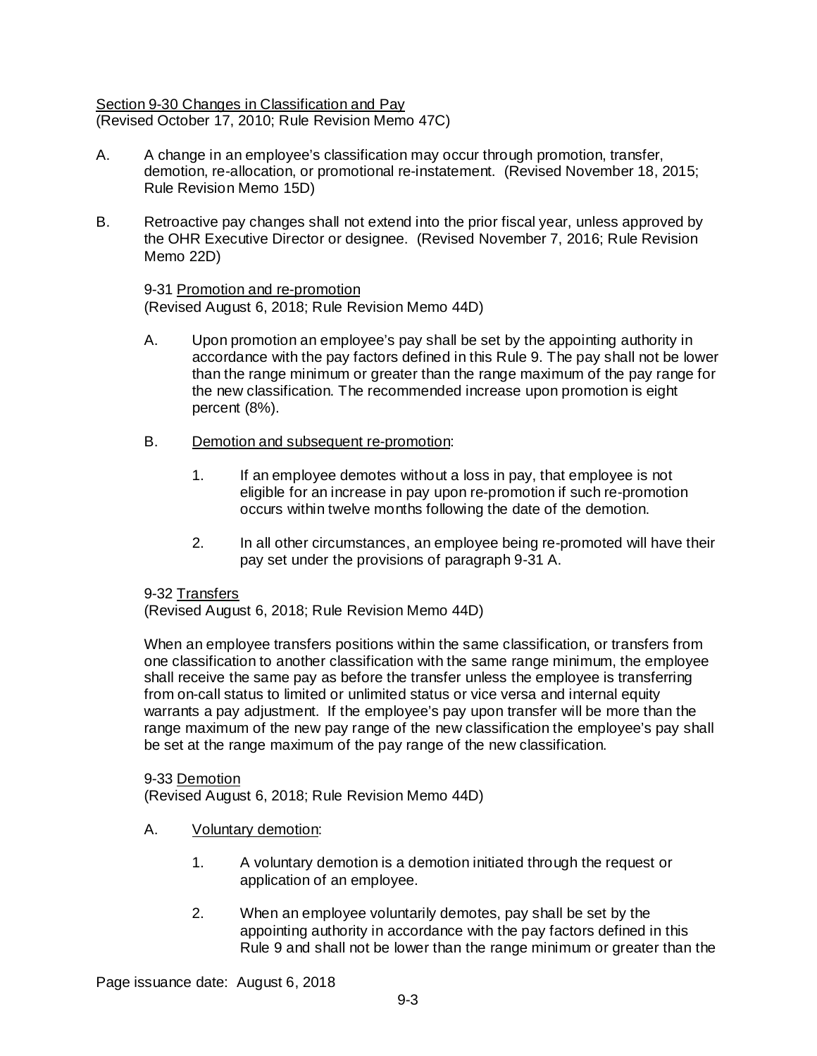Section 9-30 Changes in Classification and Pay
(Revised October 17, 2010; Rule Revision Memo 47C)

A. A change in an employee's classification may occur through promotion, transfer, demotion, re-allocation, or promotional re-instatement. (Revised November 18, 2015; Rule Revision Memo 15D)

B. Retroactive pay changes shall not extend into the prior fiscal year, unless approved by the OHR Executive Director or designee. (Revised November 7, 2016; Rule Revision Memo 22D)

9-31 Promotion and re-promotion
(Revised August 6, 2018; Rule Revision Memo 44D)

A. Upon promotion an employee's pay shall be set by the appointing authority in accordance with the pay factors defined in this Rule 9. The pay shall not be lower than the range minimum or greater than the range maximum of the pay range for the new classification. The recommended increase upon promotion is eight percent (8%).

B. Demotion and subsequent re-promotion:

1. If an employee demotes without a loss in pay, that employee is not eligible for an increase in pay upon re-promotion if such re-promotion occurs within twelve months following the date of the demotion.

2. In all other circumstances, an employee being re-promoted will have their pay set under the provisions of paragraph 9-31 A.

9-32 Transfers
(Revised August 6, 2018; Rule Revision Memo 44D)

When an employee transfers positions within the same classification, or transfers from one classification to another classification with the same range minimum, the employee shall receive the same pay as before the transfer unless the employee is transferring from on-call status to limited or unlimited status or vice versa and internal equity warrants a pay adjustment. If the employee's pay upon transfer will be more than the range maximum of the new pay range of the new classification the employee's pay shall be set at the range maximum of the pay range of the new classification.

9-33 Demotion
(Revised August 6, 2018; Rule Revision Memo 44D)

A. Voluntary demotion:

1. A voluntary demotion is a demotion initiated through the request or application of an employee.

2. When an employee voluntarily demotes, pay shall be set by the appointing authority in accordance with the pay factors defined in this Rule 9 and shall not be lower than the range minimum or greater than the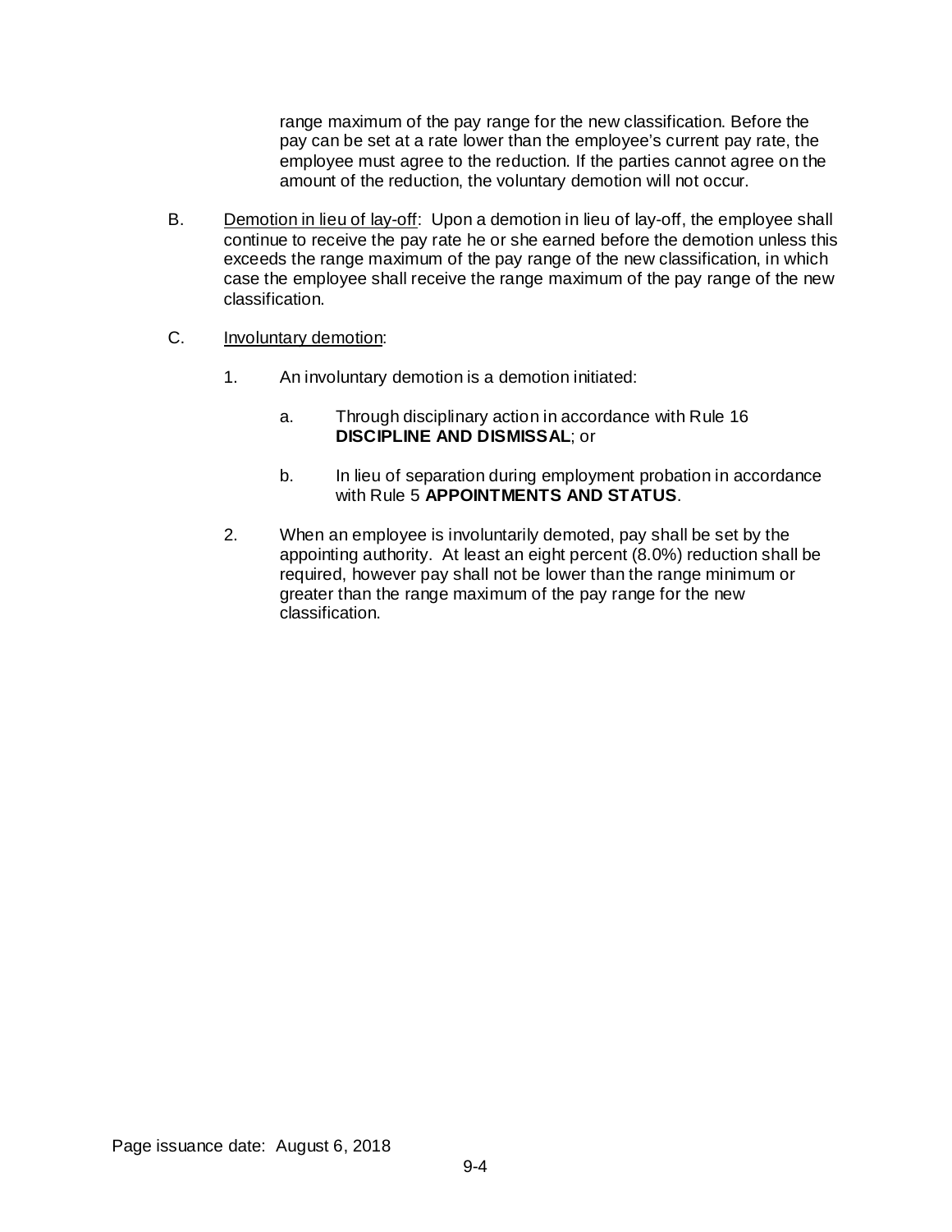range maximum of the pay range for the new classification. Before the pay can be set at a rate lower than the employee's current pay rate, the employee must agree to the reduction. If the parties cannot agree on the amount of the reduction, the voluntary demotion will not occur.

B. Demotion in lieu of lay-off: Upon a demotion in lieu of lay-off, the employee shall continue to receive the pay rate he or she earned before the demotion unless this exceeds the range maximum of the pay range of the new classification, in which case the employee shall receive the range maximum of the pay range of the new classification.

C. Involuntary demotion:

1. An involuntary demotion is a demotion initiated:

   a. Through disciplinary action in accordance with Rule 16 **DISCIPLINE AND DISMISSAL**; or

   b. In lieu of separation during employment probation in accordance with Rule 5 **APPOINTMENTS AND STATUS**.

2. When an employee is involuntarily demoted, pay shall be set by the appointing authority. At least an eight percent (8.0%) reduction shall be required, however pay shall not be lower than the range minimum or greater than the range maximum of the pay range for the new classification.

Page issuance date: August 6, 2018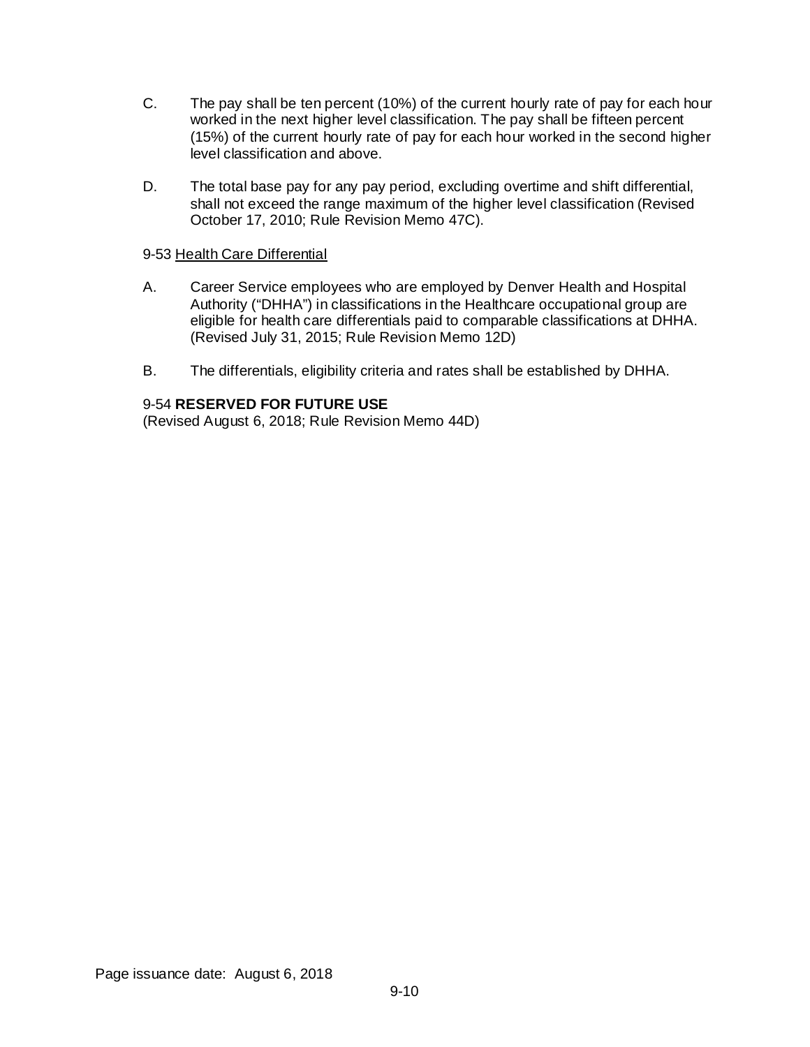C. The pay shall be ten percent (10%) of the current hourly rate of pay for each hour worked in the next higher level classification. The pay shall be fifteen percent (15%) of the current hourly rate of pay for each hour worked in the second higher level classification and above.

D. The total base pay for any pay period, excluding overtime and shift differential, shall not exceed the range maximum of the higher level classification (Revised October 17, 2010; Rule Revision Memo 47C).

9-53 Health Care Differential

A. Career Service employees who are employed by Denver Health and Hospital Authority ("DHHA") in classifications in the Healthcare occupational group are eligible for health care differentials paid to comparable classifications at DHHA. (Revised July 31, 2015; Rule Revision Memo 12D)

B. The differentials, eligibility criteria and rates shall be established by DHHA.

9-54 **RESERVED FOR FUTURE USE**
(Revised August 6, 2018; Rule Revision Memo 44D)

Page issuance date: August 6, 2018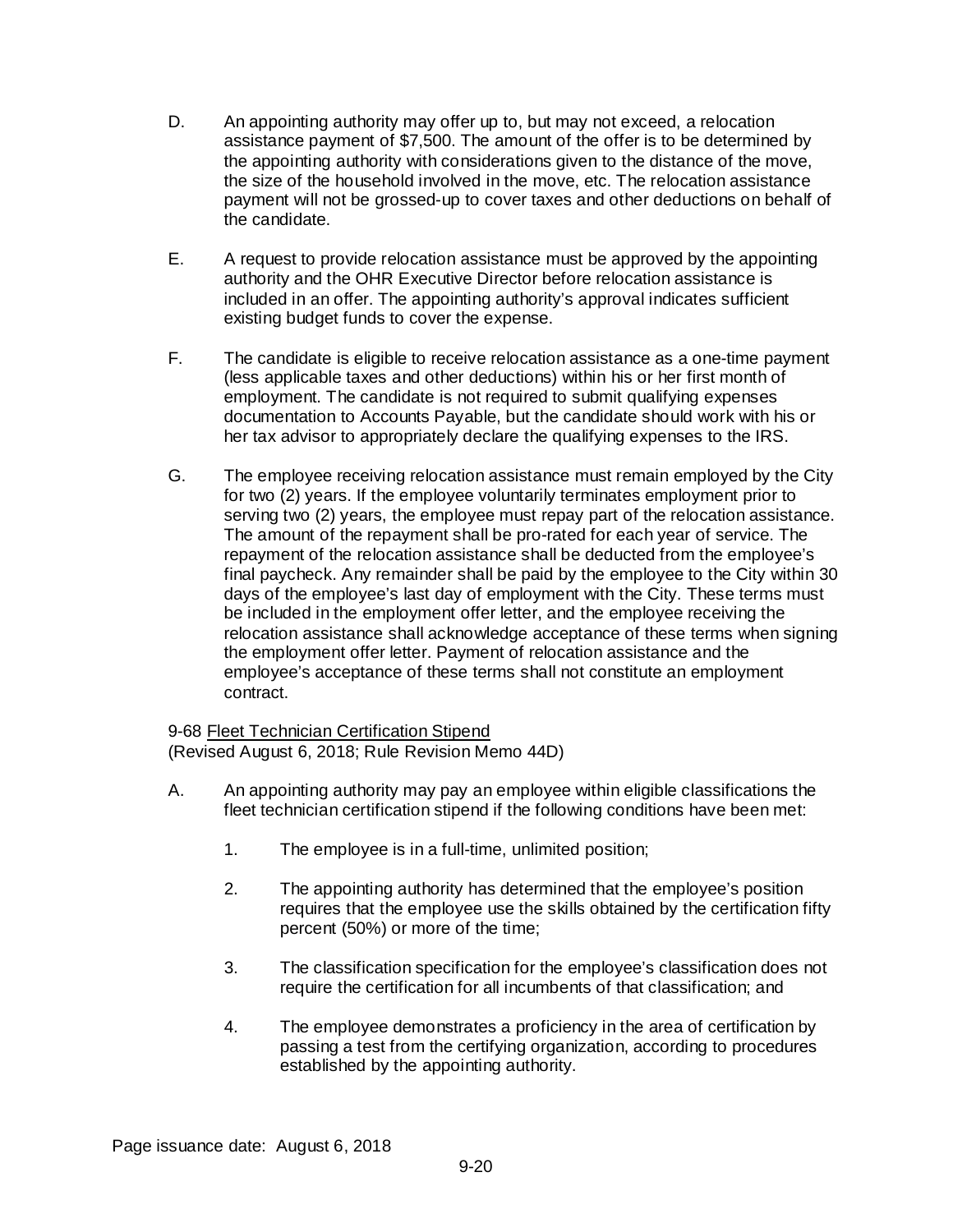D. An appointing authority may offer up to, but may not exceed, a relocation assistance payment of $7,500. The amount of the offer is to be determined by the appointing authority with considerations given to the distance of the move, the size of the household involved in the move, etc. The relocation assistance payment will not be grossed-up to cover taxes and other deductions on behalf of the candidate.

E. A request to provide relocation assistance must be approved by the appointing authority and the OHR Executive Director before relocation assistance is included in an offer. The appointing authority's approval indicates sufficient existing budget funds to cover the expense.

F. The candidate is eligible to receive relocation assistance as a one-time payment (less applicable taxes and other deductions) within his or her first month of employment. The candidate is not required to submit qualifying expenses documentation to Accounts Payable, but the candidate should work with his or her tax advisor to appropriately declare the qualifying expenses to the IRS.

G. The employee receiving relocation assistance must remain employed by the City for two (2) years. If the employee voluntarily terminates employment prior to serving two (2) years, the employee must repay part of the relocation assistance. The amount of the repayment shall be pro-rated for each year of service. The repayment of the relocation assistance shall be deducted from the employee's final paycheck. Any remainder shall be paid by the employee to the City within 30 days of the employee's last day of employment with the City. These terms must be included in the employment offer letter, and the employee receiving the relocation assistance shall acknowledge acceptance of these terms when signing the employment offer letter. Payment of relocation assistance and the employee's acceptance of these terms shall not constitute an employment contract.

9-68 Fleet Technician Certification Stipend
(Revised August 6, 2018; Rule Revision Memo 44D)

A. An appointing authority may pay an employee within eligible classifications the fleet technician certification stipend if the following conditions have been met:

1. The employee is in a full-time, unlimited position;

2. The appointing authority has determined that the employee's position requires that the employee use the skills obtained by the certification fifty percent (50%) or more of the time;

3. The classification specification for the employee's classification does not require the certification for all incumbents of that classification; and

4. The employee demonstrates a proficiency in the area of certification by passing a test from the certifying organization, according to procedures established by the appointing authority.

Page issuance date: August 6, 2018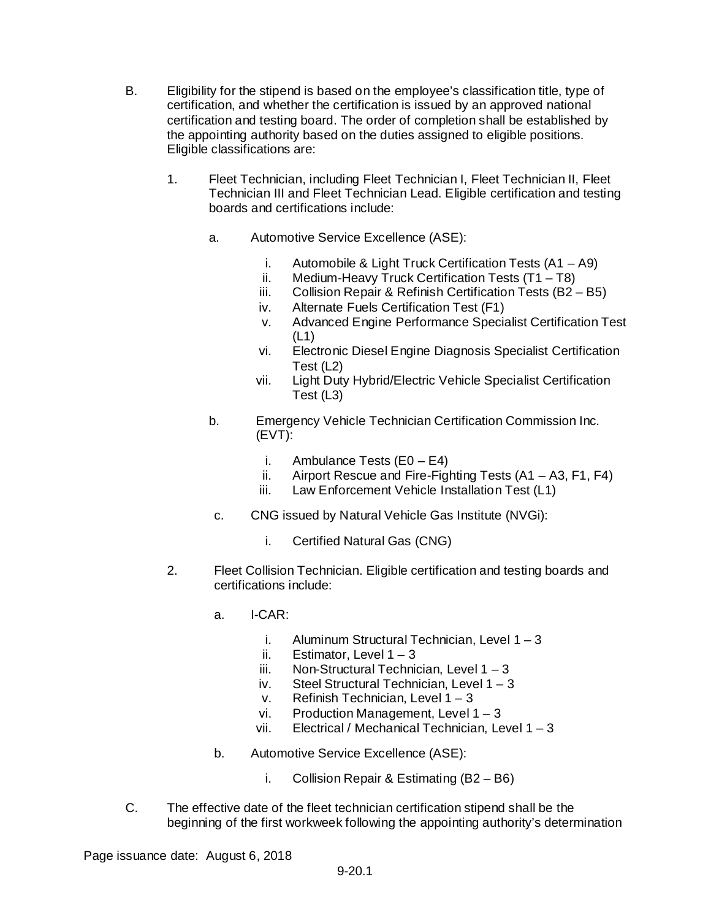B. Eligibility for the stipend is based on the employee's classification title, type of certification, and whether the certification is issued by an approved national certification and testing board. The order of completion shall be established by the appointing authority based on the duties assigned to eligible positions. Eligible classifications are:

1. Fleet Technician, including Fleet Technician I, Fleet Technician II, Fleet Technician III and Fleet Technician Lead. Eligible certification and testing boards and certifications include:

   a. Automotive Service Excellence (ASE):

      i. Automobile & Light Truck Certification Tests (A1 – A9)
      ii. Medium-Heavy Truck Certification Tests (T1 – T8)
      iii. Collision Repair & Refinish Certification Tests (B2 – B5)
      iv. Alternate Fuels Certification Test (F1)
      v. Advanced Engine Performance Specialist Certification Test (L1)
      vi. Electronic Diesel Engine Diagnosis Specialist Certification Test (L2)
      vii. Light Duty Hybrid/Electric Vehicle Specialist Certification Test (L3)

   b. Emergency Vehicle Technician Certification Commission Inc. (EVT):

      i. Ambulance Tests (E0 – E4)
      ii. Airport Rescue and Fire-Fighting Tests (A1 – A3, F1, F4)
      iii. Law Enforcement Vehicle Installation Test (L1)

   c. CNG issued by Natural Vehicle Gas Institute (NVGi):

      i. Certified Natural Gas (CNG)

2. Fleet Collision Technician. Eligible certification and testing boards and certifications include:

   a. I-CAR:

      i. Aluminum Structural Technician, Level 1 – 3
      ii. Estimator, Level 1 – 3
      iii. Non-Structural Technician, Level 1 – 3
      iv. Steel Structural Technician, Level 1 – 3
      v. Refinish Technician, Level 1 – 3
      vi. Production Management, Level 1 – 3
      vii. Electrical / Mechanical Technician, Level 1 – 3

   b. Automotive Service Excellence (ASE):

      i. Collision Repair & Estimating (B2 – B6)

C. The effective date of the fleet technician certification stipend shall be the beginning of the first workweek following the appointing authority's determination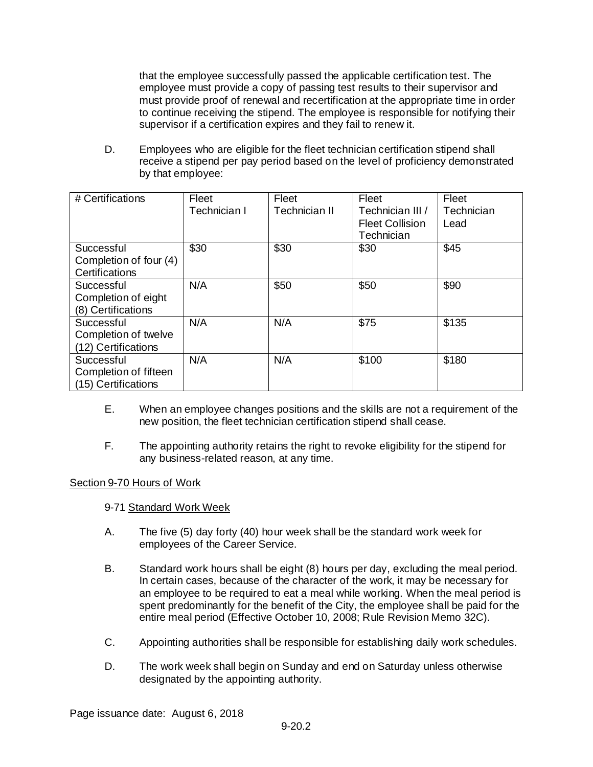that the employee successfully passed the applicable certification test. The employee must provide a copy of passing test results to their supervisor and must provide proof of renewal and recertification at the appropriate time in order to continue receiving the stipend. The employee is responsible for notifying their supervisor if a certification expires and they fail to renew it.

D. Employees who are eligible for the fleet technician certification stipend shall receive a stipend per pay period based on the level of proficiency demonstrated by that employee:

| # Certifications | Fleet Technician I | Fleet Technician II | Fleet Technician III / Fleet Collision Technician | Fleet Technician Lead |
|---|---|---|---|---|
| Successful Completion of four (4) Certifications | $30 | $30 | $30 | $45 |
| Successful Completion of eight (8) Certifications | N/A | $50 | $50 | $90 |
| Successful Completion of twelve (12) Certifications | N/A | N/A | $75 | $135 |
| Successful Completion of fifteen (15) Certifications | N/A | N/A | $100 | $180 |

E. When an employee changes positions and the skills are not a requirement of the new position, the fleet technician certification stipend shall cease.

F. The appointing authority retains the right to revoke eligibility for the stipend for any business-related reason, at any time.

## Section 9-70 Hours of Work

### 9-71 Standard Work Week

A. The five (5) day forty (40) hour week shall be the standard work week for employees of the Career Service.

B. Standard work hours shall be eight (8) hours per day, excluding the meal period. In certain cases, because of the character of the work, it may be necessary for an employee to be required to eat a meal while working. When the meal period is spent predominantly for the benefit of the City, the employee shall be paid for the entire meal period (Effective October 10, 2008; Rule Revision Memo 32C).

C. Appointing authorities shall be responsible for establishing daily work schedules.

D. The work week shall begin on Sunday and end on Saturday unless otherwise designated by the appointing authority.

Page issuance date: August 6, 2018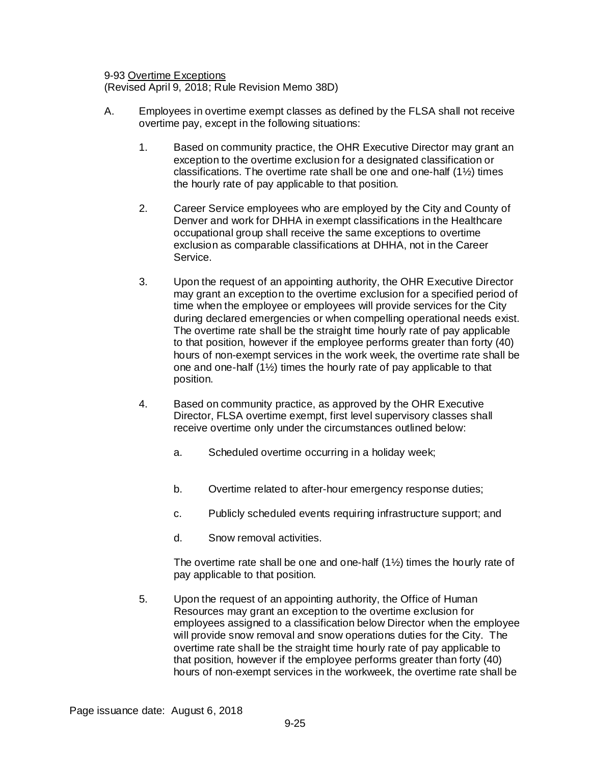9-93 <u>Overtime Exceptions</u>
(Revised April 9, 2018; Rule Revision Memo 38D)

A. Employees in overtime exempt classes as defined by the FLSA shall not receive overtime pay, except in the following situations:

1. Based on community practice, the OHR Executive Director may grant an exception to the overtime exclusion for a designated classification or classifications. The overtime rate shall be one and one-half (1½) times the hourly rate of pay applicable to that position.

2. Career Service employees who are employed by the City and County of Denver and work for DHHA in exempt classifications in the Healthcare occupational group shall receive the same exceptions to overtime exclusion as comparable classifications at DHHA, not in the Career Service.

3. Upon the request of an appointing authority, the OHR Executive Director may grant an exception to the overtime exclusion for a specified period of time when the employee or employees will provide services for the City during declared emergencies or when compelling operational needs exist. The overtime rate shall be the straight time hourly rate of pay applicable to that position, however if the employee performs greater than forty (40) hours of non-exempt services in the work week, the overtime rate shall be one and one-half (1½) times the hourly rate of pay applicable to that position.

4. Based on community practice, as approved by the OHR Executive Director, FLSA overtime exempt, first level supervisory classes shall receive overtime only under the circumstances outlined below:

   a. Scheduled overtime occurring in a holiday week;

   b. Overtime related to after-hour emergency response duties;

   c. Publicly scheduled events requiring infrastructure support; and

   d. Snow removal activities.

   The overtime rate shall be one and one-half (1½) times the hourly rate of pay applicable to that position.

5. Upon the request of an appointing authority, the Office of Human Resources may grant an exception to the overtime exclusion for employees assigned to a classification below Director when the employee will provide snow removal and snow operations duties for the City. The overtime rate shall be the straight time hourly rate of pay applicable to that position, however if the employee performs greater than forty (40) hours of non-exempt services in the workweek, the overtime rate shall be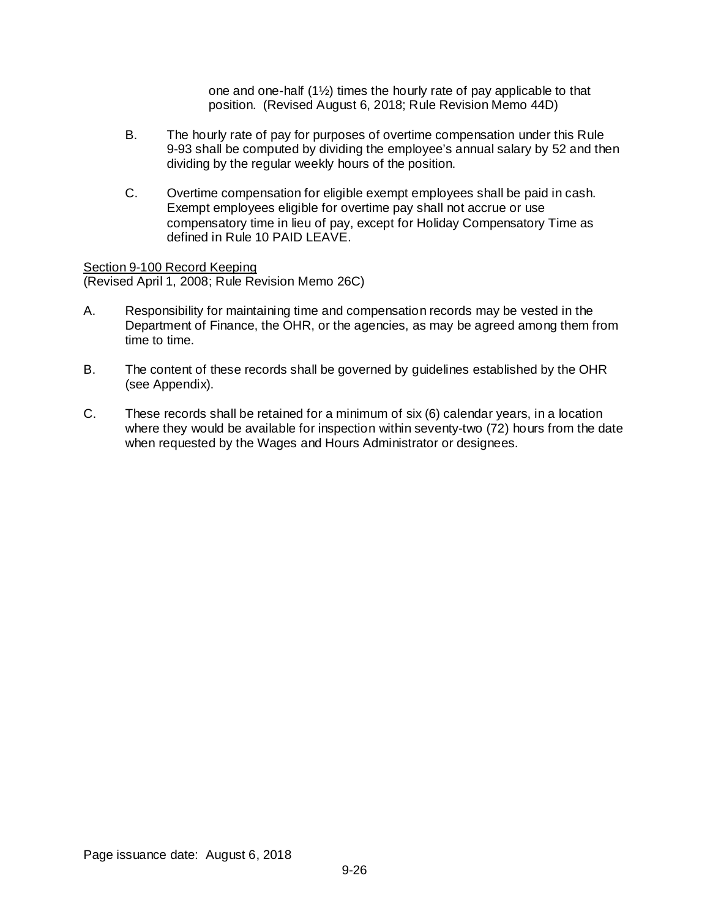one and one-half (1½) times the hourly rate of pay applicable to that position. (Revised August 6, 2018; Rule Revision Memo 44D)

B. The hourly rate of pay for purposes of overtime compensation under this Rule 9-93 shall be computed by dividing the employee's annual salary by 52 and then dividing by the regular weekly hours of the position.

C. Overtime compensation for eligible exempt employees shall be paid in cash. Exempt employees eligible for overtime pay shall not accrue or use compensatory time in lieu of pay, except for Holiday Compensatory Time as defined in Rule 10 PAID LEAVE.

<u>Section 9-100 Record Keeping</u>
(Revised April 1, 2008; Rule Revision Memo 26C)

A. Responsibility for maintaining time and compensation records may be vested in the Department of Finance, the OHR, or the agencies, as may be agreed among them from time to time.

B. The content of these records shall be governed by guidelines established by the OHR (see Appendix).

C. These records shall be retained for a minimum of six (6) calendar years, in a location where they would be available for inspection within seventy-two (72) hours from the date when requested by the Wages and Hours Administrator or designees.

Page issuance date: August 6, 2018